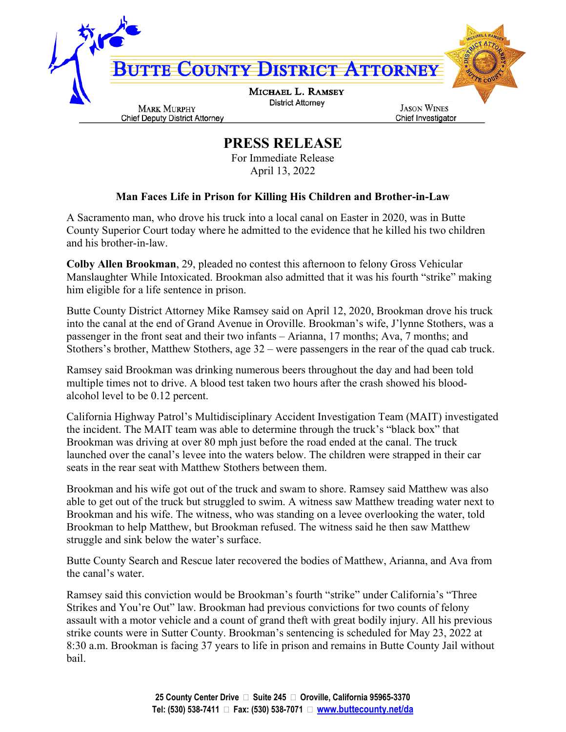# BUTTE COUNTY DISTRICT ATTORNEY

**MICHAEL L. RAMSEY**
District Attorney

MARK MURPHY
Chief Deputy District Attorney

JASON WINES
Chief Investigator

## PRESS RELEASE

For Immediate Release
April 13, 2022

### Man Faces Life in Prison for Killing His Children and Brother-in-Law

A Sacramento man, who drove his truck into a local canal on Easter in 2020, was in Butte County Superior Court today where he admitted to the evidence that he killed his two children and his brother-in-law.

**Colby Allen Brookman**, 29, pleaded no contest this afternoon to felony Gross Vehicular Manslaughter While Intoxicated. Brookman also admitted that it was his fourth "strike" making him eligible for a life sentence in prison.

Butte County District Attorney Mike Ramsey said on April 12, 2020, Brookman drove his truck into the canal at the end of Grand Avenue in Oroville. Brookman's wife, J'lynne Stothers, was a passenger in the front seat and their two infants – Arianna, 17 months; Ava, 7 months; and Stothers's brother, Matthew Stothers, age 32 – were passengers in the rear of the quad cab truck.

Ramsey said Brookman was drinking numerous beers throughout the day and had been told multiple times not to drive. A blood test taken two hours after the crash showed his blood-alcohol level to be 0.12 percent.

California Highway Patrol's Multidisciplinary Accident Investigation Team (MAIT) investigated the incident. The MAIT team was able to determine through the truck's "black box" that Brookman was driving at over 80 mph just before the road ended at the canal. The truck launched over the canal's levee into the waters below. The children were strapped in their car seats in the rear seat with Matthew Stothers between them.

Brookman and his wife got out of the truck and swam to shore. Ramsey said Matthew was also able to get out of the truck but struggled to swim. A witness saw Matthew treading water next to Brookman and his wife. The witness, who was standing on a levee overlooking the water, told Brookman to help Matthew, but Brookman refused. The witness said he then saw Matthew struggle and sink below the water's surface.

Butte County Search and Rescue later recovered the bodies of Matthew, Arianna, and Ava from the canal's water.

Ramsey said this conviction would be Brookman's fourth "strike" under California's "Three Strikes and You're Out" law. Brookman had previous convictions for two counts of felony assault with a motor vehicle and a count of grand theft with great bodily injury. All his previous strike counts were in Sutter County. Brookman's sentencing is scheduled for May 23, 2022 at 8:30 a.m. Brookman is facing 37 years to life in prison and remains in Butte County Jail without bail.

25 County Center Drive  Suite 245  Oroville, California 95965-3370
Tel: (530) 538-7411  Fax: (530) 538-7071  www.buttecounty.net/da